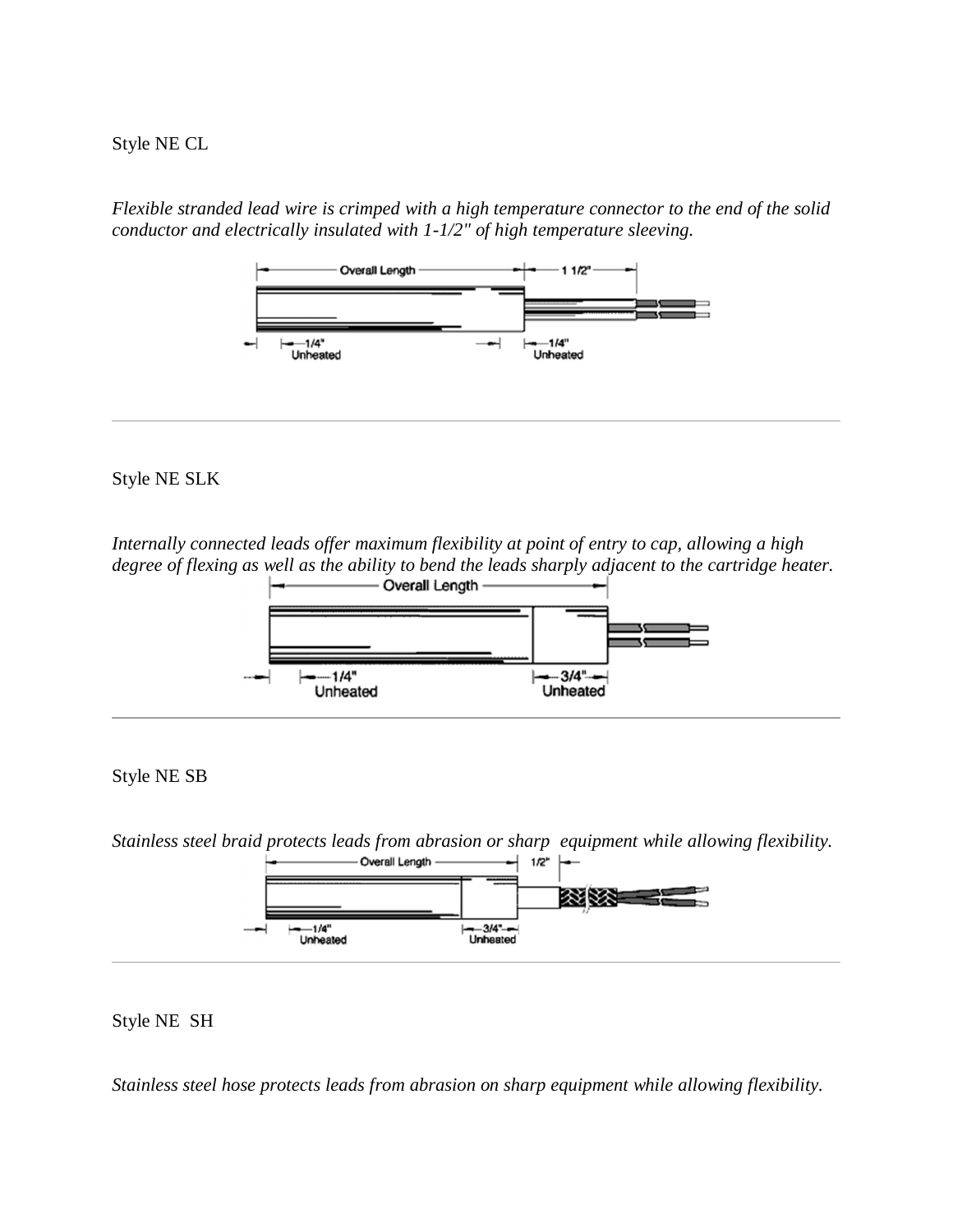Style NE CL

*Flexible stranded lead wire is crimped with a high temperature connector to the end of the solid conductor and electrically insulated with 1-1/2" of high temperature sleeving.*

Overall Length — 1 1/2"

1/4" Unheated — 1/4" Unheated

---

Style NE SLK

*Internally connected leads offer maximum flexibility at point of entry to cap, allowing a high degree of flexing as well as the ability to bend the leads sharply adjacent to the cartridge heater.*

Overall Length

1/4" Unheated — 3/4" Unheated

---

Style NE SB

*Stainless steel braid protects leads from abrasion or sharp equipment while allowing flexibility.*

Overall Length — 1/2"

1/4" Unheated — 3/4" Unheated

---

Style NE SH

*Stainless steel hose protects leads from abrasion on sharp equipment while allowing flexibility.*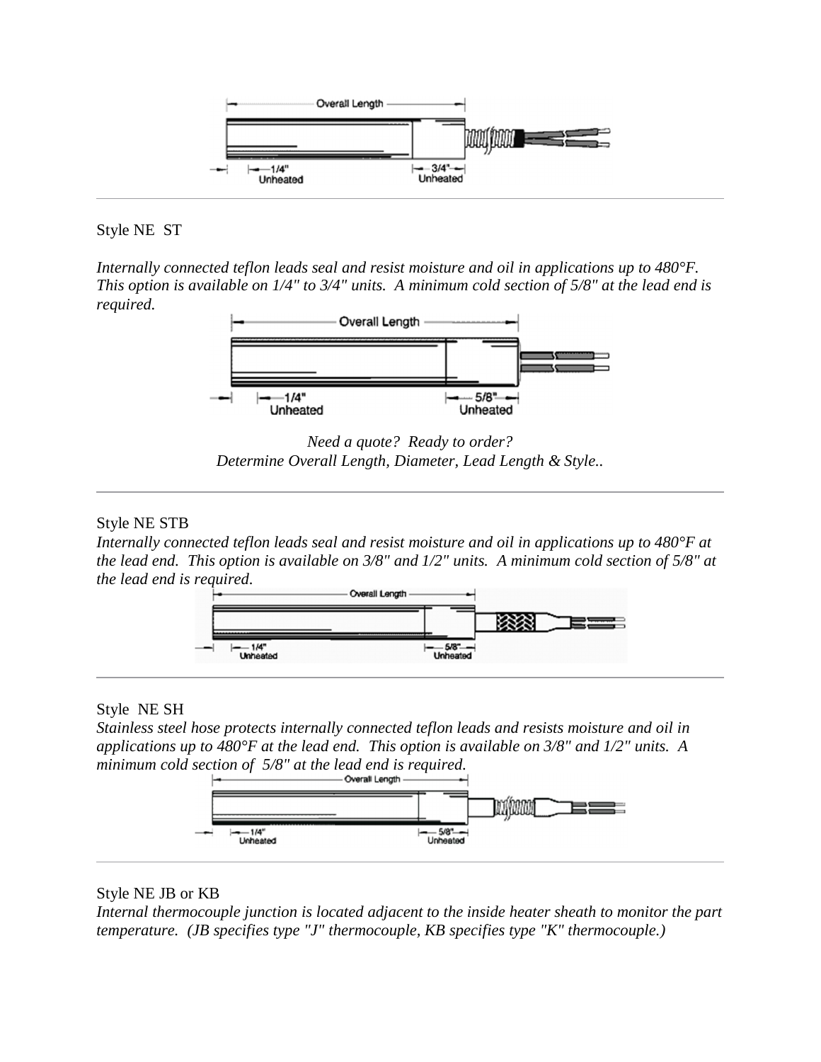Style NE ST

*Internally connected teflon leads seal and resist moisture and oil in applications up to 480°F. This option is available on 1/4" to 3/4" units. A minimum cold section of 5/8" at the lead end is required.*

*Need a quote? Ready to order?*
*Determine Overall Length, Diameter, Lead Length & Style..*

---

Style NE STB

*Internally connected teflon leads seal and resist moisture and oil in applications up to 480°F at the lead end. This option is available on 3/8" and 1/2" units. A minimum cold section of 5/8" at the lead end is required.*

---

Style NE SH

*Stainless steel hose protects internally connected teflon leads and resists moisture and oil in applications up to 480°F at the lead end. This option is available on 3/8" and 1/2" units. A minimum cold section of 5/8" at the lead end is required.*

---

Style NE JB or KB

*Internal thermocouple junction is located adjacent to the inside heater sheath to monitor the part temperature. (JB specifies type "J" thermocouple, KB specifies type "K" thermocouple.)*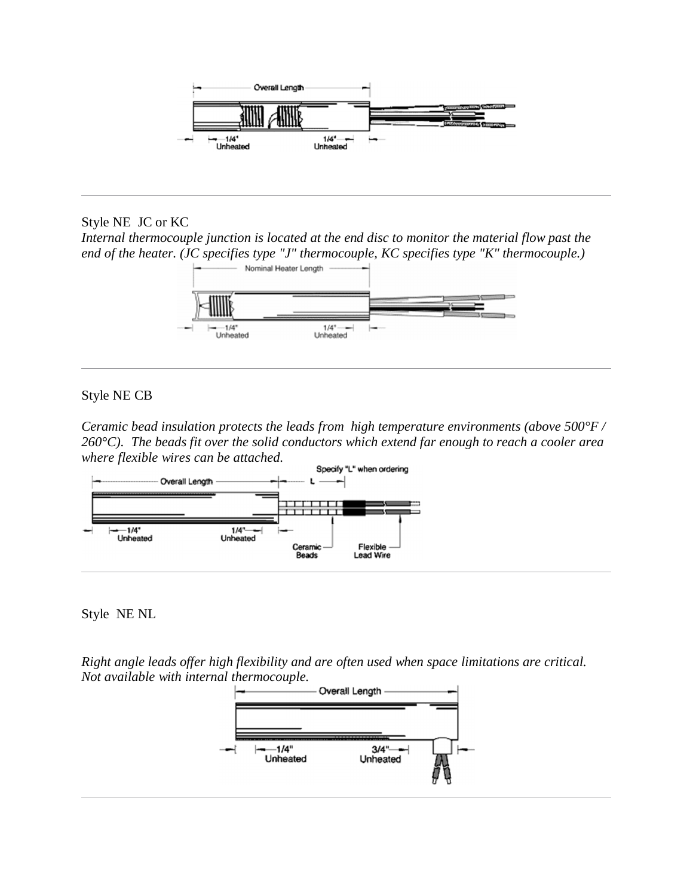Style NE JC or KC

*Internal thermocouple junction is located at the end disc to monitor the material flow past the end of the heater. (JC specifies type "J" thermocouple, KC specifies type "K" thermocouple.)*

---

Style NE CB

*Ceramic bead insulation protects the leads from high temperature environments (above 500°F / 260°C). The beads fit over the solid conductors which extend far enough to reach a cooler area where flexible wires can be attached.*

---

Style NE NL

*Right angle leads offer high flexibility and are often used when space limitations are critical. Not available with internal thermocouple.*

---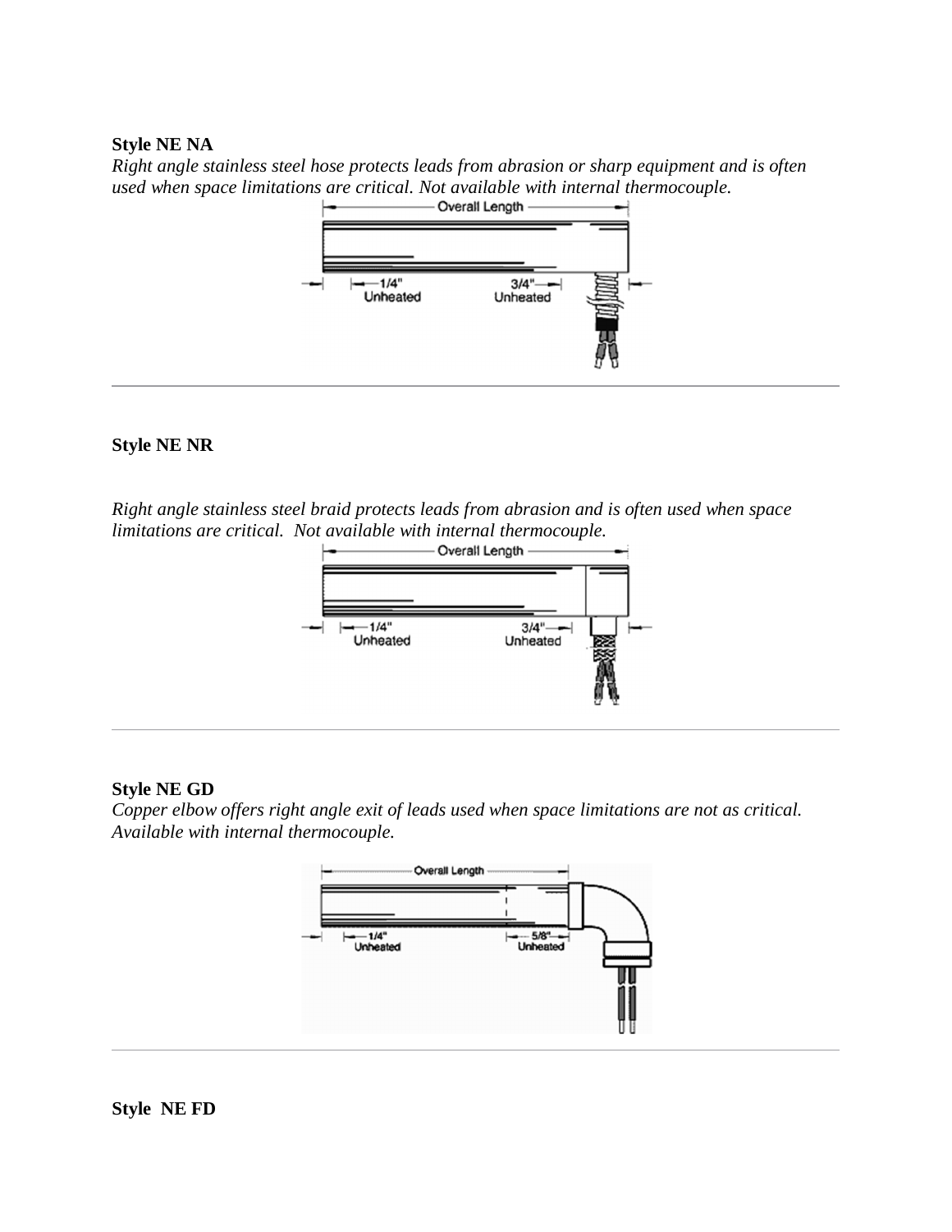**Style NE NA**

*Right angle stainless steel hose protects leads from abrasion or sharp equipment and is often used when space limitations are critical. Not available with internal thermocouple.*

Overall Length

1/4" Unheated

3/4" Unheated

---

**Style NE NR**

*Right angle stainless steel braid protects leads from abrasion and is often used when space limitations are critical. Not available with internal thermocouple.*

Overall Length

1/4" Unheated

3/4" Unheated

---

**Style NE GD**

*Copper elbow offers right angle exit of leads used when space limitations are not as critical. Available with internal thermocouple.*

Overall Length

1/4" Unheated

5/8" Unheated

---

**Style NE FD**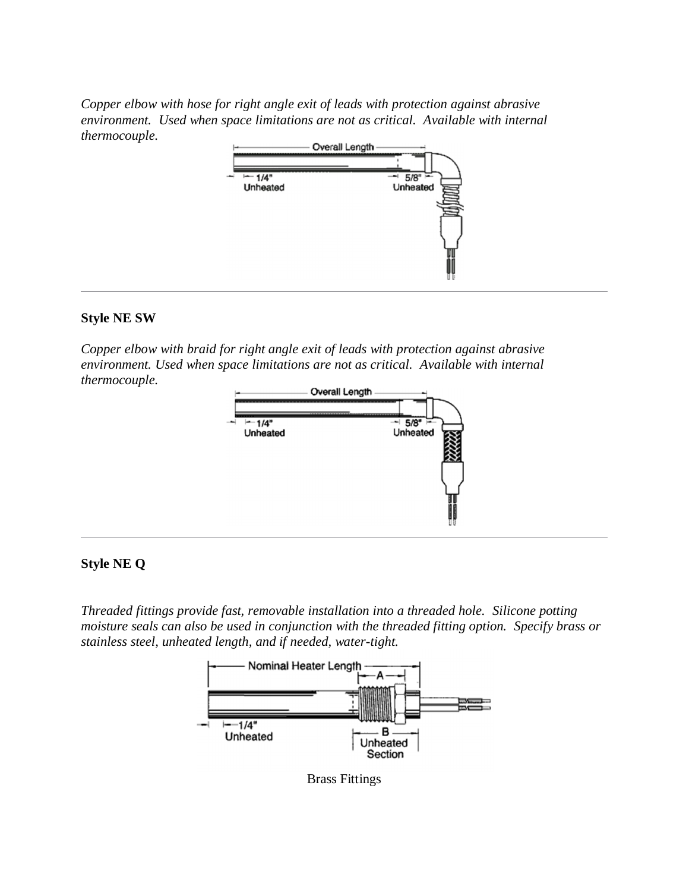*Copper elbow with hose for right angle exit of leads with protection against abrasive environment. Used when space limitations are not as critical. Available with internal thermocouple.*

---

**Style NE SW**

*Copper elbow with braid for right angle exit of leads with protection against abrasive environment. Used when space limitations are not as critical. Available with internal thermocouple.*

---

**Style NE Q**

*Threaded fittings provide fast, removable installation into a threaded hole. Silicone potting moisture seals can also be used in conjunction with the threaded fitting option. Specify brass or stainless steel, unheated length, and if needed, water-tight.*

Brass Fittings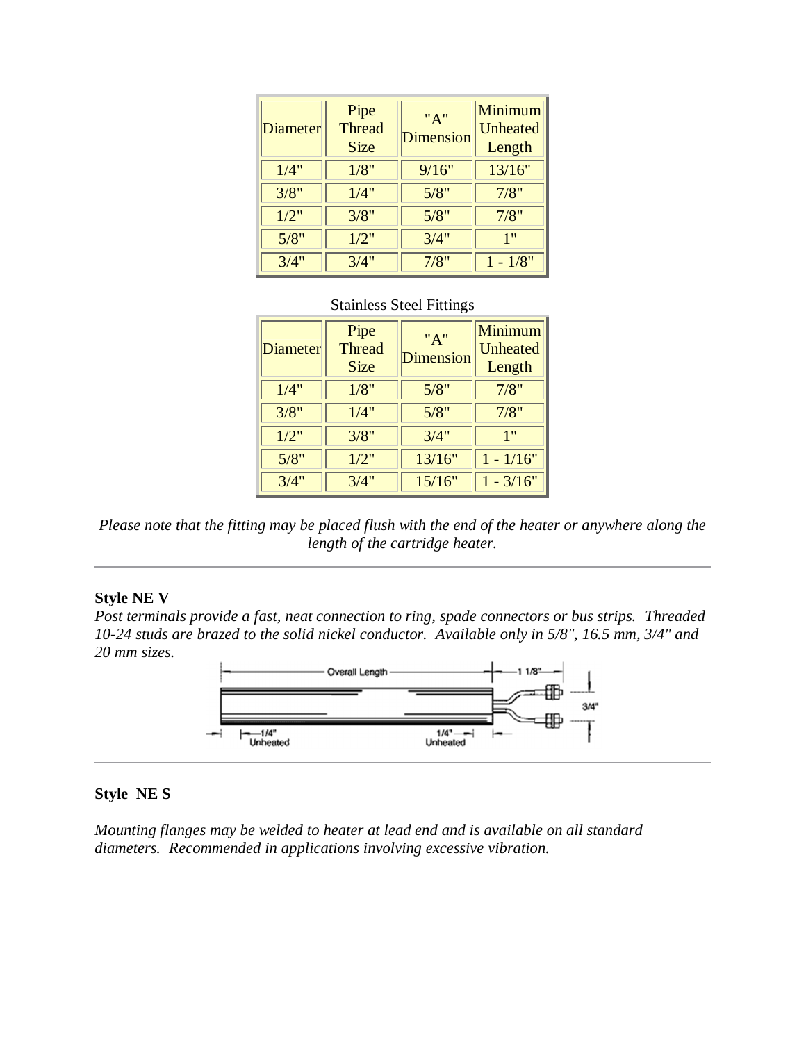| Diameter | Pipe Thread Size | "A" Dimension | Minimum Unheated Length |
|---|---|---|---|
| 1/4" | 1/8" | 9/16" | 13/16" |
| 3/8" | 1/4" | 5/8" | 7/8" |
| 1/2" | 3/8" | 5/8" | 7/8" |
| 5/8" | 1/2" | 3/4" | 1" |
| 3/4" | 3/4" | 7/8" | 1 - 1/8" |

Stainless Steel Fittings

| Diameter | Pipe Thread Size | "A" Dimension | Minimum Unheated Length |
|---|---|---|---|
| 1/4" | 1/8" | 5/8" | 7/8" |
| 3/8" | 1/4" | 5/8" | 7/8" |
| 1/2" | 3/8" | 3/4" | 1" |
| 5/8" | 1/2" | 13/16" | 1 - 1/16" |
| 3/4" | 3/4" | 15/16" | 1 - 3/16" |

*Please note that the fitting may be placed flush with the end of the heater or anywhere along the length of the cartridge heater.*

---

**Style NE V**

*Post terminals provide a fast, neat connection to ring, spade connectors or bus strips. Threaded 10-24 studs are brazed to the solid nickel conductor. Available only in 5/8", 16.5 mm, 3/4" and 20 mm sizes.*

Overall Length — 1 1/8" — 3/4" — 1/4" Unheated — 1/4" Unheated

---

**Style NE S**

*Mounting flanges may be welded to heater at lead end and is available on all standard diameters. Recommended in applications involving excessive vibration.*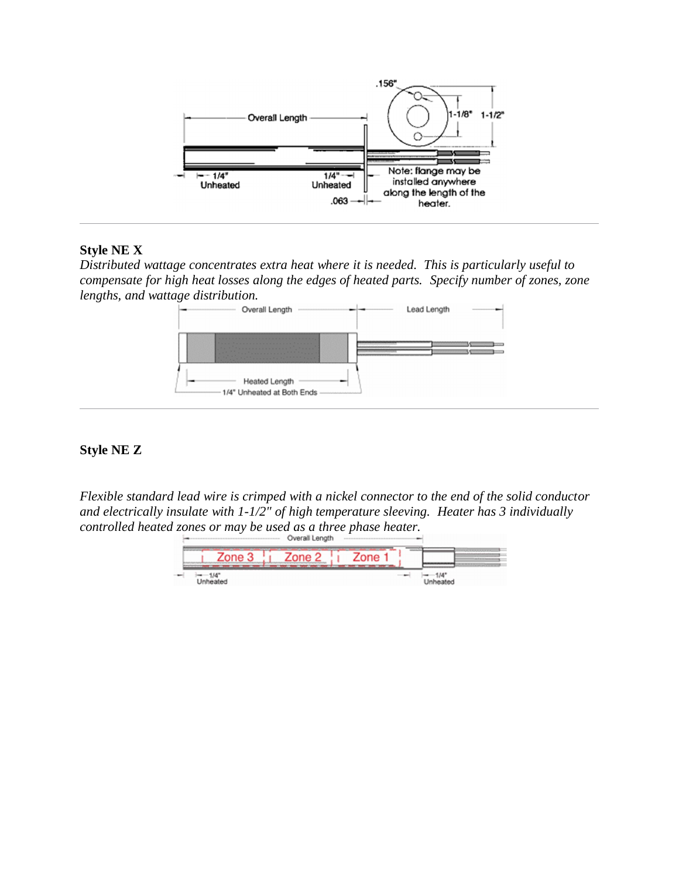.156"

Overall Length

1-1/8" 1-1/2"

1/4" Unheated

1/4" Unheated

.063

Note: flange may be installed anywhere along the length of the heater.

---

**Style NE X**

*Distributed wattage concentrates extra heat where it is needed. This is particularly useful to compensate for high heat losses along the edges of heated parts. Specify number of zones, zone lengths, and wattage distribution.*

Overall Length

Lead Length

Heated Length

1/4" Unheated at Both Ends

---

**Style NE Z**

*Flexible standard lead wire is crimped with a nickel connector to the end of the solid conductor and electrically insulate with 1-1/2" of high temperature sleeving. Heater has 3 individually controlled heated zones or may be used as a three phase heater.*

Overall Length

Zone 3

Zone 2

Zone 1

1/4" Unheated

1/4" Unheated